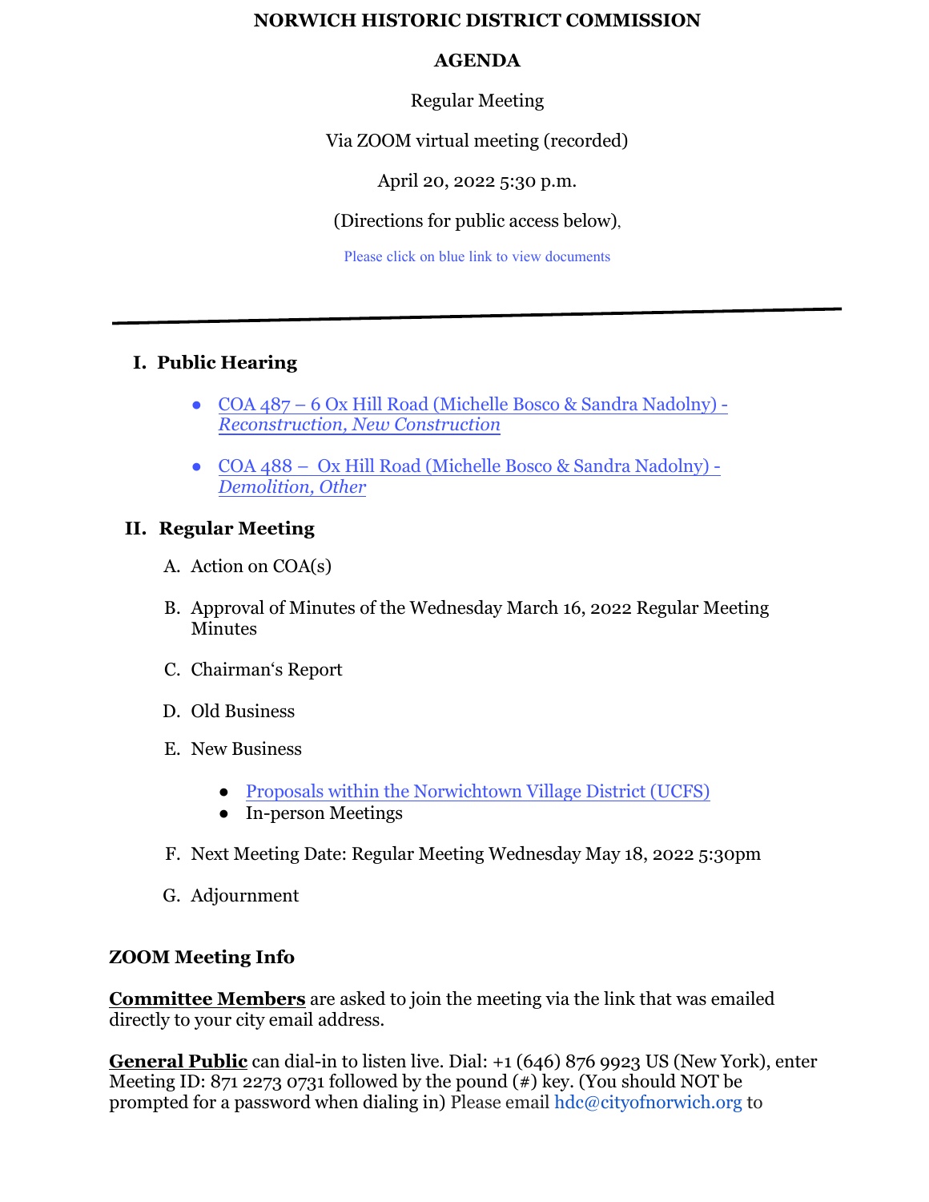# NORWICH HISTORIC DISTRICT COMMISSION

## AGENDA

Regular Meeting

Via ZOOM virtual meeting (recorded)

April 20, 2022 5:30 p.m.

(Directions for public access below),

Please click on blue link to view documents

---

## I. Public Hearing

- COA 487 – 6 Ox Hill Road (Michelle Bosco & Sandra Nadolny) - *Reconstruction, New Construction*
- COA 488 – Ox Hill Road (Michelle Bosco & Sandra Nadolny) - *Demolition, Other*

## II. Regular Meeting

A. Action on COA(s)

B. Approval of Minutes of the Wednesday March 16, 2022 Regular Meeting Minutes

C. Chairman's Report

D. Old Business

E. New Business

- Proposals within the Norwichtown Village District (UCFS)
- In-person Meetings

F. Next Meeting Date: Regular Meeting Wednesday May 18, 2022 5:30pm

G. Adjournment

### ZOOM Meeting Info

**Committee Members** are asked to join the meeting via the link that was emailed directly to your city email address.

**General Public** can dial-in to listen live. Dial: +1 (646) 876 9923 US (New York), enter Meeting ID: 871 2273 0731 followed by the pound (#) key. (You should NOT be prompted for a password when dialing in) Please email hdc@cityofnorwich.org to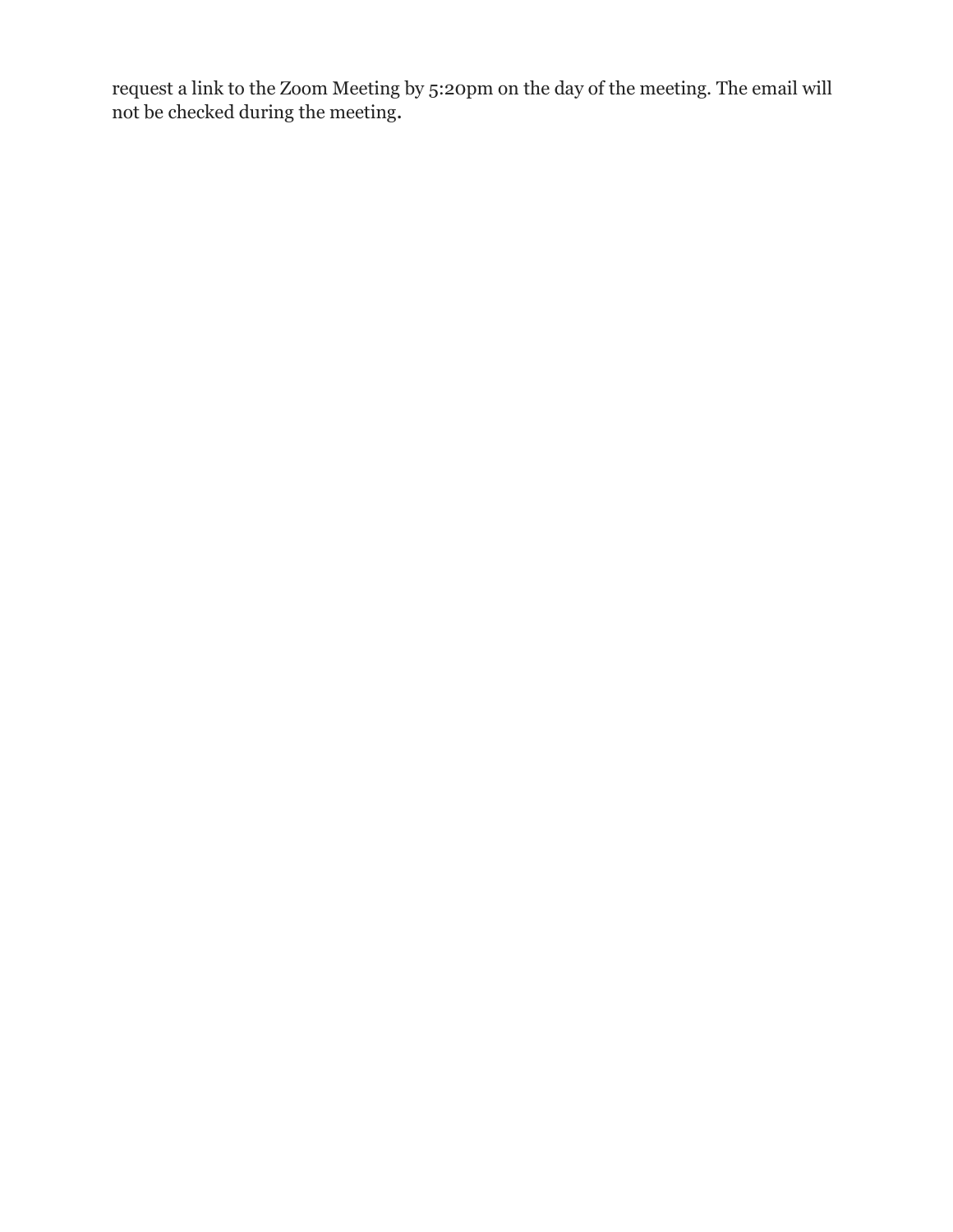request a link to the Zoom Meeting by 5:20pm on the day of the meeting. The email will not be checked during the meeting.